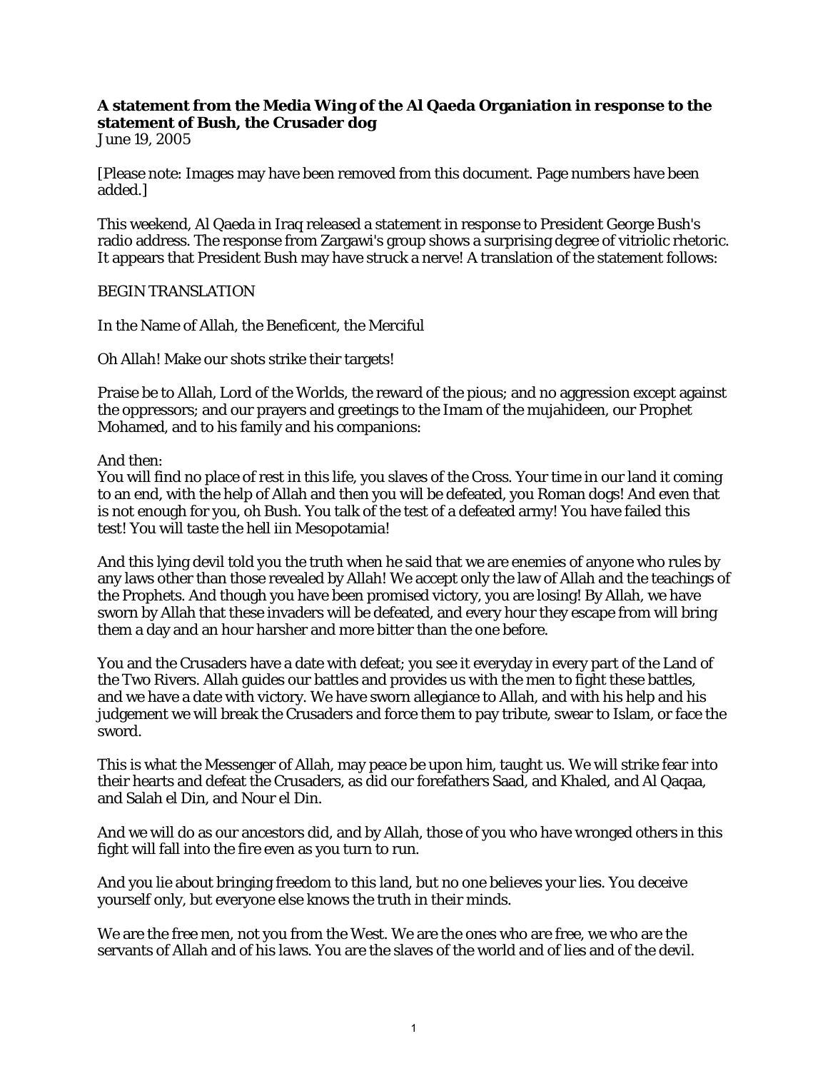**A statement from the Media Wing of the Al Qaeda Organiation in response to the statement of Bush, the Crusader dog**

June 19, 2005

[Please note: Images may have been removed from this document. Page numbers have been added.]

This weekend, Al Qaeda in Iraq released a statement in response to President George Bush's radio address. The response from Zargawi's group shows a surprising degree of vitriolic rhetoric. It appears that President Bush may have struck a nerve! A translation of the statement follows:

BEGIN TRANSLATION

In the Name of Allah, the Beneficent, the Merciful

Oh Allah! Make our shots strike their targets!

Praise be to Allah, Lord of the Worlds, the reward of the pious; and no aggression except against the oppressors; and our prayers and greetings to the Imam of the mujahideen, our Prophet Mohamed, and to his family and his companions:

And then:
You will find no place of rest in this life, you slaves of the Cross. Your time in our land it coming to an end, with the help of Allah and then you will be defeated, you Roman dogs! And even that is not enough for you, oh Bush. You talk of the test of a defeated army! You have failed this test! You will taste the hell iin Mesopotamia!

And this lying devil told you the truth when he said that we are enemies of anyone who rules by any laws other than those revealed by Allah! We accept only the law of Allah and the teachings of the Prophets. And though you have been promised victory, you are losing! By Allah, we have sworn by Allah that these invaders will be defeated, and every hour they escape from will bring them a day and an hour harsher and more bitter than the one before.

You and the Crusaders have a date with defeat; you see it everyday in every part of the Land of the Two Rivers. Allah guides our battles and provides us with the men to fight these battles, and we have a date with victory. We have sworn allegiance to Allah, and with his help and his judgement we will break the Crusaders and force them to pay tribute, swear to Islam, or face the sword.

This is what the Messenger of Allah, may peace be upon him, taught us. We will strike fear into their hearts and defeat the Crusaders, as did our forefathers Saad, and Khaled, and Al Qaqaa, and Salah el Din, and Nour el Din.

And we will do as our ancestors did, and by Allah, those of you who have wronged others in this fight will fall into the fire even as you turn to run.

And you lie about bringing freedom to this land, but no one believes your lies. You deceive yourself only, but everyone else knows the truth in their minds.

We are the free men, not you from the West. We are the ones who are free, we who are the servants of Allah and of his laws. You are the slaves of the world and of lies and of the devil.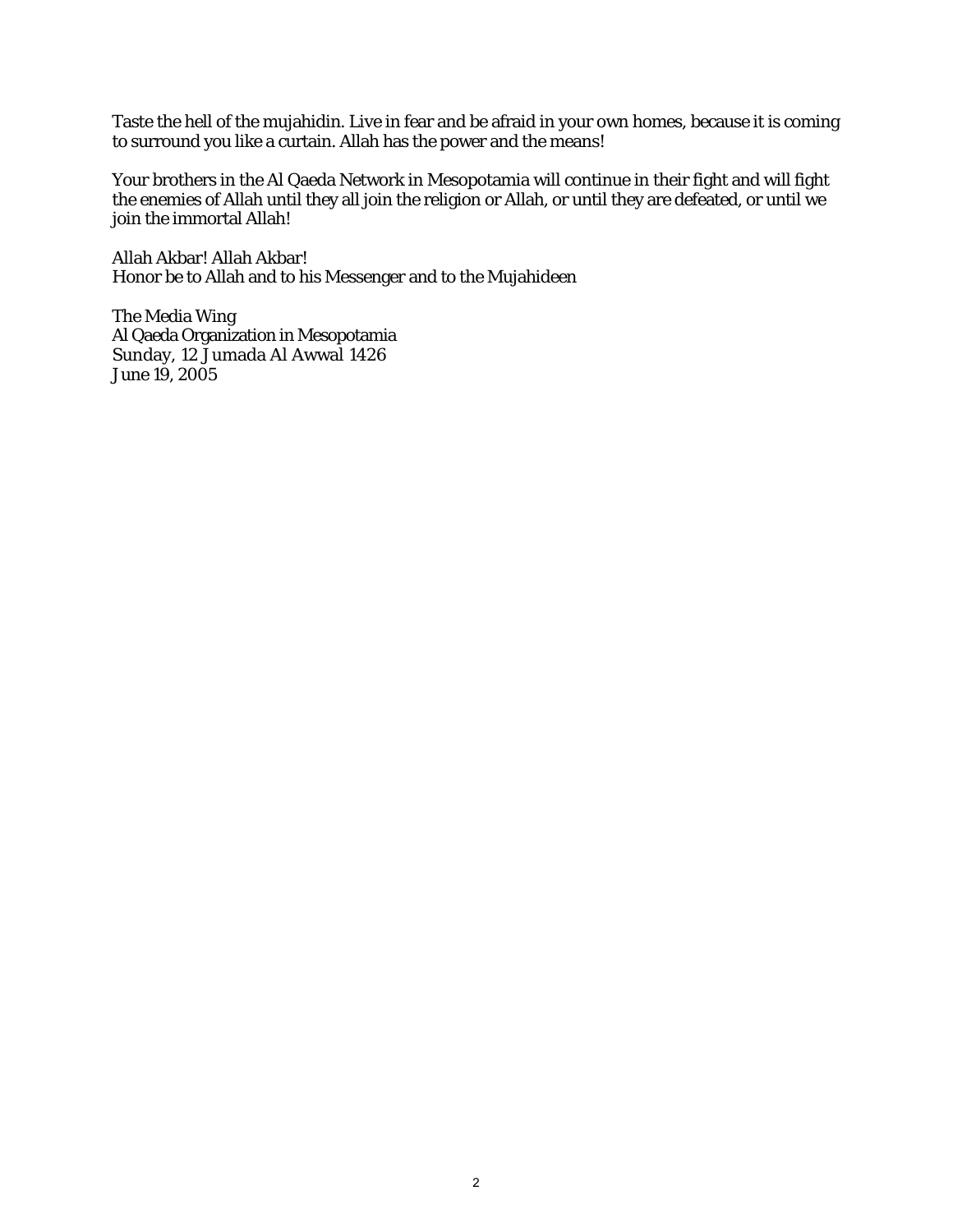Taste the hell of the mujahidin. Live in fear and be afraid in your own homes, because it is coming to surround you like a curtain. Allah has the power and the means!

Your brothers in the Al Qaeda Network in Mesopotamia will continue in their fight and will fight the enemies of Allah until they all join the religion or Allah, or until they are defeated, or until we join the immortal Allah!

Allah Akbar! Allah Akbar!
Honor be to Allah and to his Messenger and to the Mujahideen

The Media Wing
Al Qaeda Organization in Mesopotamia
Sunday, 12 Jumada Al Awwal 1426
June 19, 2005